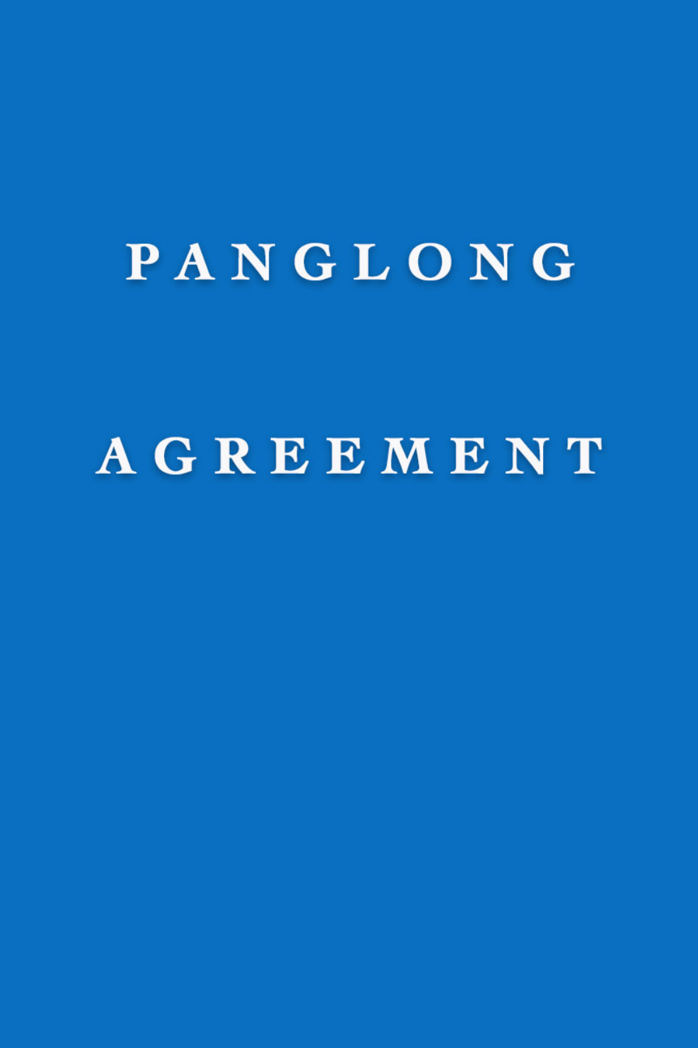# PANGLONG AGREEMENT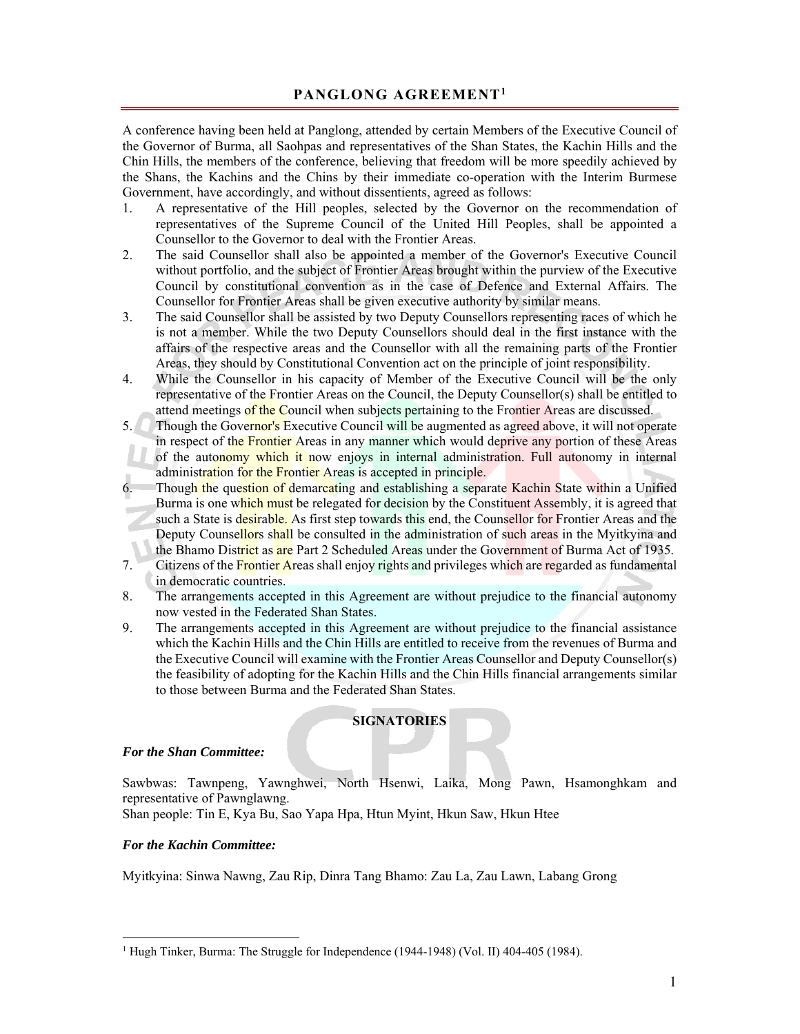## PANGLONG AGREEMENT[1]

A conference having been held at Panglong, attended by certain Members of the Executive Council of the Governor of Burma, all Saohpas and representatives of the Shan States, the Kachin Hills and the Chin Hills, the members of the conference, believing that freedom will be more speedily achieved by the Shans, the Kachins and the Chins by their immediate co-operation with the Interim Burmese Government, have accordingly, and without dissentients, agreed as follows:

1. A representative of the Hill peoples, selected by the Governor on the recommendation of representatives of the Supreme Council of the United Hill Peoples, shall be appointed a Counsellor to the Governor to deal with the Frontier Areas.
2. The said Counsellor shall also be appointed a member of the Governor's Executive Council without portfolio, and the subject of Frontier Areas brought within the purview of the Executive Council by constitutional convention as in the case of Defence and External Affairs. The Counsellor for Frontier Areas shall be given executive authority by similar means.
3. The said Counsellor shall be assisted by two Deputy Counsellors representing races of which he is not a member. While the two Deputy Counsellors should deal in the first instance with the affairs of the respective areas and the Counsellor with all the remaining parts of the Frontier Areas, they should by Constitutional Convention act on the principle of joint responsibility.
4. While the Counsellor in his capacity of Member of the Executive Council will be the only representative of the Frontier Areas on the Council, the Deputy Counsellor(s) shall be entitled to attend meetings of the Council when subjects pertaining to the Frontier Areas are discussed.
5. Though the Governor's Executive Council will be augmented as agreed above, it will not operate in respect of the Frontier Areas in any manner which would deprive any portion of these Areas of the autonomy which it now enjoys in internal administration. Full autonomy in internal administration for the Frontier Areas is accepted in principle.
6. Though the question of demarcating and establishing a separate Kachin State within a Unified Burma is one which must be relegated for decision by the Constituent Assembly, it is agreed that such a State is desirable. As first step towards this end, the Counsellor for Frontier Areas and the Deputy Counsellors shall be consulted in the administration of such areas in the Myitkyina and the Bhamo District as are Part 2 Scheduled Areas under the Government of Burma Act of 1935.
7. Citizens of the Frontier Areas shall enjoy rights and privileges which are regarded as fundamental in democratic countries.
8. The arrangements accepted in this Agreement are without prejudice to the financial autonomy now vested in the Federated Shan States.
9. The arrangements accepted in this Agreement are without prejudice to the financial assistance which the Kachin Hills and the Chin Hills are entitled to receive from the revenues of Burma and the Executive Council will examine with the Frontier Areas Counsellor and Deputy Counsellor(s) the feasibility of adopting for the Kachin Hills and the Chin Hills financial arrangements similar to those between Burma and the Federated Shan States.

**SIGNATORIES**

***For the Shan Committee:***

Sawbwas: Tawnpeng, Yawnghwei, North Hsenwi, Laika, Mong Pawn, Hsamonghkam and representative of Pawnglawng.
Shan people: Tin E, Kya Bu, Sao Yapa Hpa, Htun Myint, Hkun Saw, Hkun Htee

***For the Kachin Committee:***

Myitkyina: Sinwa Nawng, Zau Rip, Dinra Tang Bhamo: Zau La, Zau Lawn, Labang Grong

[1] Hugh Tinker, Burma: The Struggle for Independence (1944-1948) (Vol. II) 404-405 (1984).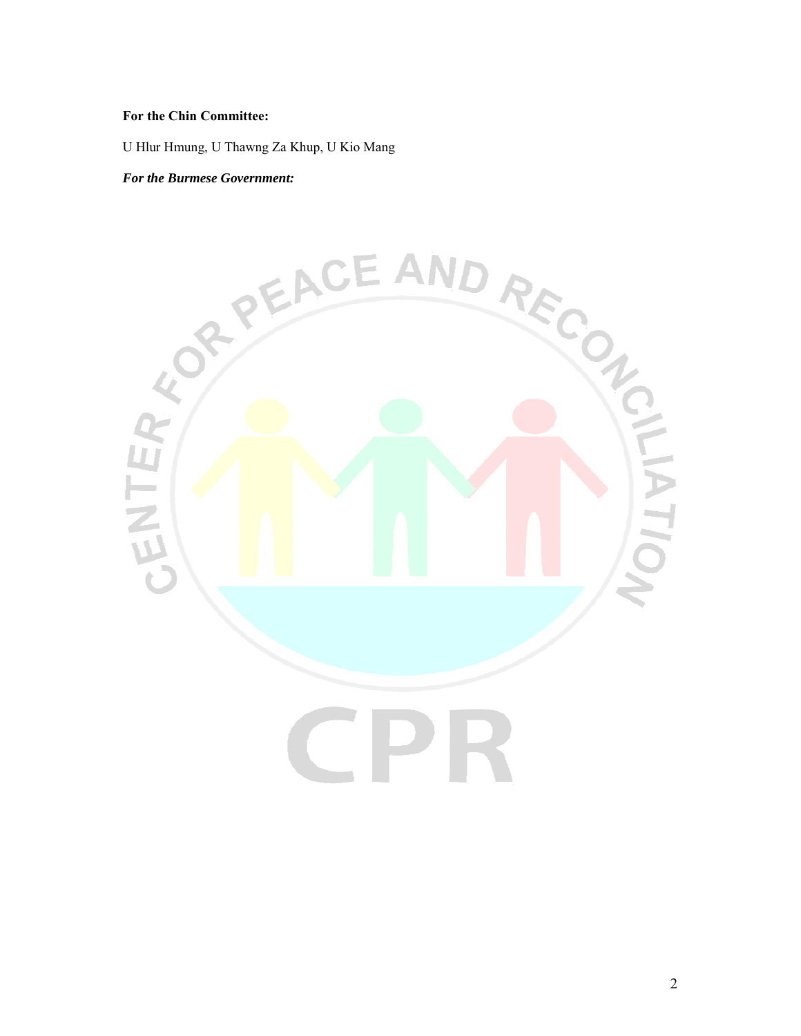**For the Chin Committee:**

U Hlur Hmung, U Thawng Za Khup, U Kio Mang

***For the Burmese Government:***